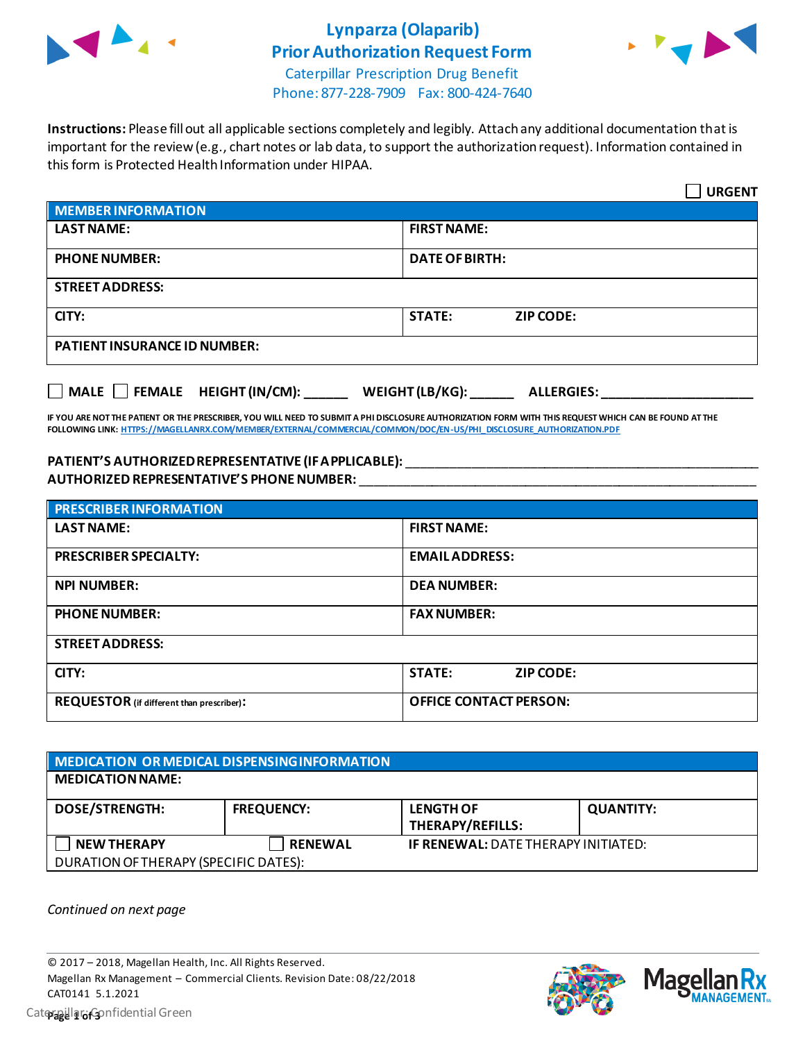# Lynparza (Olaparib) Prior Authorization Request Form

Caterpillar Prescription Drug Benefit
Phone: 877-228-7909 Fax: 800-424-7640

**Instructions:** Please fill out all applicable sections completely and legibly. Attach any additional documentation that is important for the review (e.g., chart notes or lab data, to support the authorization request). Information contained in this form is Protected Health Information under HIPAA.

☐ **URGENT**

| **MEMBER INFORMATION** | | |
|---|---|---|
| **LAST NAME:** | **FIRST NAME:** | |
| **PHONE NUMBER:** | **DATE OF BIRTH:** | |
| **STREET ADDRESS:** | | |
| **CITY:** | **STATE:** | **ZIP CODE:** |
| **PATIENT INSURANCE ID NUMBER:** | | |

☐ **MALE** ☐ **FEMALE** **HEIGHT (IN/CM):** ______ **WEIGHT (LB/KG):** ______ **ALLERGIES:** ____________________

**IF YOU ARE NOT THE PATIENT OR THE PRESCRIBER, YOU WILL NEED TO SUBMIT A PHI DISCLOSURE AUTHORIZATION FORM WITH THIS REQUEST WHICH CAN BE FOUND AT THE FOLLOWING LINK: HTTPS://MAGELLANRX.COM/MEMBER/EXTERNAL/COMMERCIAL/COMMON/DOC/EN-US/PHI_DISCLOSURE_AUTHORIZATION.PDF**

**PATIENT'S AUTHORIZED REPRESENTATIVE (IF APPLICABLE):** ______________________________
**AUTHORIZED REPRESENTATIVE'S PHONE NUMBER:** ______________________________

| **PRESCRIBER INFORMATION** | | |
|---|---|---|
| **LAST NAME:** | **FIRST NAME:** | |
| **PRESCRIBER SPECIALTY:** | **EMAIL ADDRESS:** | |
| **NPI NUMBER:** | **DEA NUMBER:** | |
| **PHONE NUMBER:** | **FAX NUMBER:** | |
| **STREET ADDRESS:** | | |
| **CITY:** | **STATE:** | **ZIP CODE:** |
| **REQUESTOR** (if different than prescriber)**:** | **OFFICE CONTACT PERSON:** | |

| **MEDICATION OR MEDICAL DISPENSING INFORMATION** | | | |
|---|---|---|---|
| **MEDICATION NAME:** | | | |
| **DOSE/STRENGTH:** | **FREQUENCY:** | **LENGTH OF THERAPY/REFILLS:** | **QUANTITY:** |
| ☐ **NEW THERAPY** | ☐ **RENEWAL** | **IF RENEWAL:** DATE THERAPY INITIATED: | |
| DURATION OF THERAPY (SPECIFIC DATES): | | | |

*Continued on next page*

© 2017 – 2018, Magellan Health, Inc. All Rights Reserved.
Magellan Rx Management – Commercial Clients. Revision Date: 08/22/2018
CAT0141 5.1.2021
Caterpillar: Confidential Green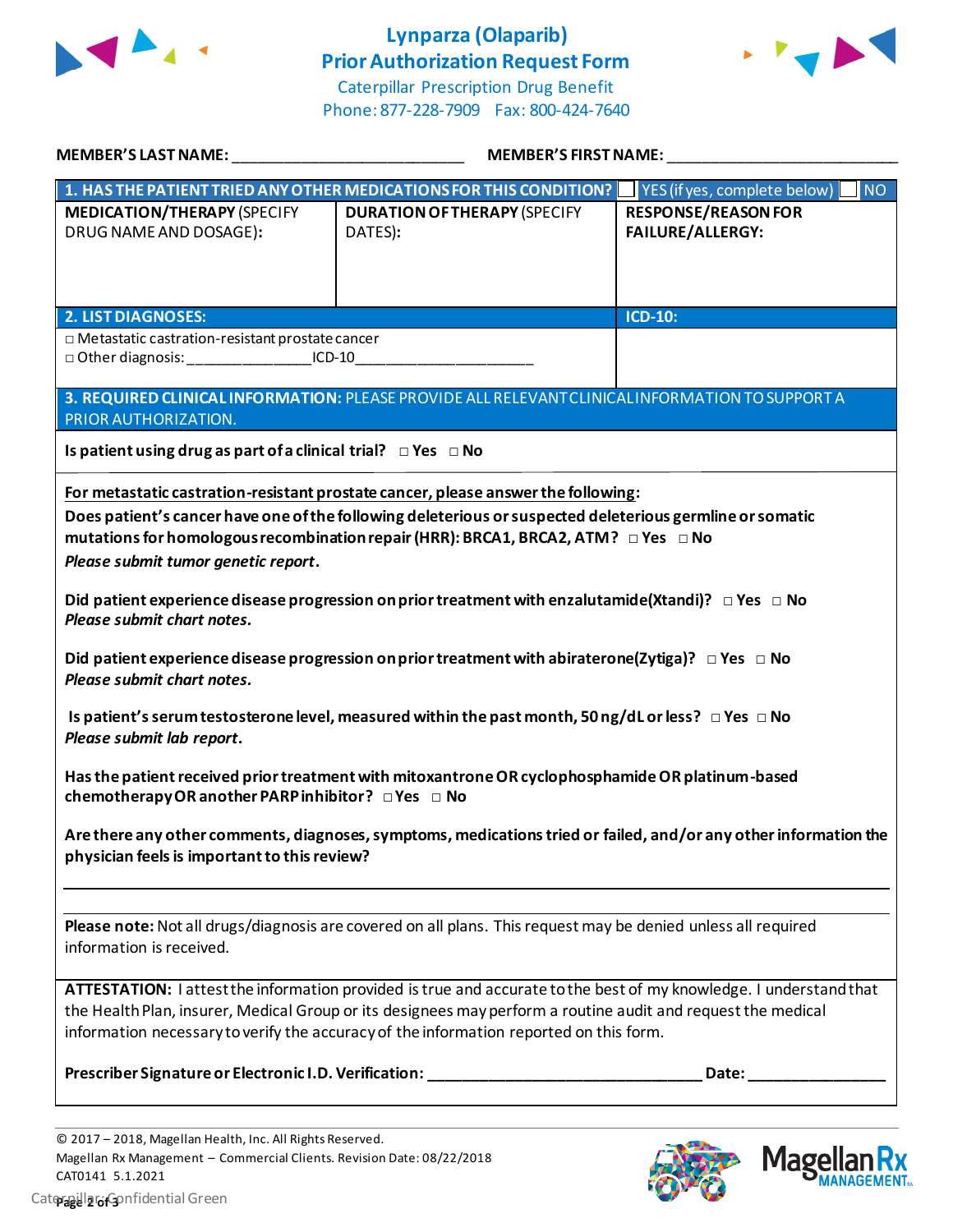# Lynparza (Olaparib)
# Prior Authorization Request Form

Caterpillar Prescription Drug Benefit
Phone: 877-228-7909 Fax: 800-424-7640

**MEMBER'S LAST NAME:** ___________________________ **MEMBER'S FIRST NAME:** ___________________________

| **1. HAS THE PATIENT TRIED ANY OTHER MEDICATIONS FOR THIS CONDITION?** | | ☐ YES (if yes, complete below) ☐ NO |
|---|---|---|
| **MEDICATION/THERAPY** (SPECIFY DRUG NAME AND DOSAGE): | **DURATION OF THERAPY** (SPECIFY DATES): | **RESPONSE/REASON FOR FAILURE/ALLERGY:** |

| **2. LIST DIAGNOSES:** | **ICD-10:** |
|---|---|
| □ Metastatic castration-resistant prostate cancer<br>□ Other diagnosis: _______________ICD-10_____________________ | |

**3. REQUIRED CLINICAL INFORMATION:** PLEASE PROVIDE ALL RELEVANT CLINICAL INFORMATION TO SUPPORT A PRIOR AUTHORIZATION.

**Is patient using drug as part of a clinical trial?** □ **Yes** □ **No**

**For metastatic castration-resistant prostate cancer, please answer the following:**

**Does patient's cancer have one of the following deleterious or suspected deleterious germline or somatic mutations for homologous recombination repair (HRR): BRCA1, BRCA2, ATM?** □ **Yes** □ **No**
***Please submit tumor genetic report*.**

**Did patient experience disease progression on prior treatment with enzalutamide (Xtandi)?** □ **Yes** □ **No**
***Please submit chart notes.***

**Did patient experience disease progression on prior treatment with abiraterone (Zytiga)?** □ **Yes** □ **No**
***Please submit chart notes.***

**Is patient's serum testosterone level, measured within the past month, 50 ng/dL or less?** □ **Yes** □ **No**
***Please submit lab report*.**

**Has the patient received prior treatment with mitoxantrone OR cyclophosphamide OR platinum-based chemotherapy OR another PARP inhibitor?** □ **Yes** □ **No**

**Are there any other comments, diagnoses, symptoms, medications tried or failed, and/or any other information the physician feels is important to this review?**

_______________________________________________________________________________

**Please note:** Not all drugs/diagnosis are covered on all plans. This request may be denied unless all required information is received.

**ATTESTATION:** I attest the information provided is true and accurate to the best of my knowledge. I understand that the Health Plan, insurer, Medical Group or its designees may perform a routine audit and request the medical information necessary to verify the accuracy of the information reported on this form.

**Prescriber Signature or Electronic I.D. Verification:** _________________________________ **Date:** ________________

© 2017 – 2018, Magellan Health, Inc. All Rights Reserved.
Magellan Rx Management – Commercial Clients. Revision Date: 08/22/2018
CAT0141 5.1.2021

Caterpillar: Confidential Green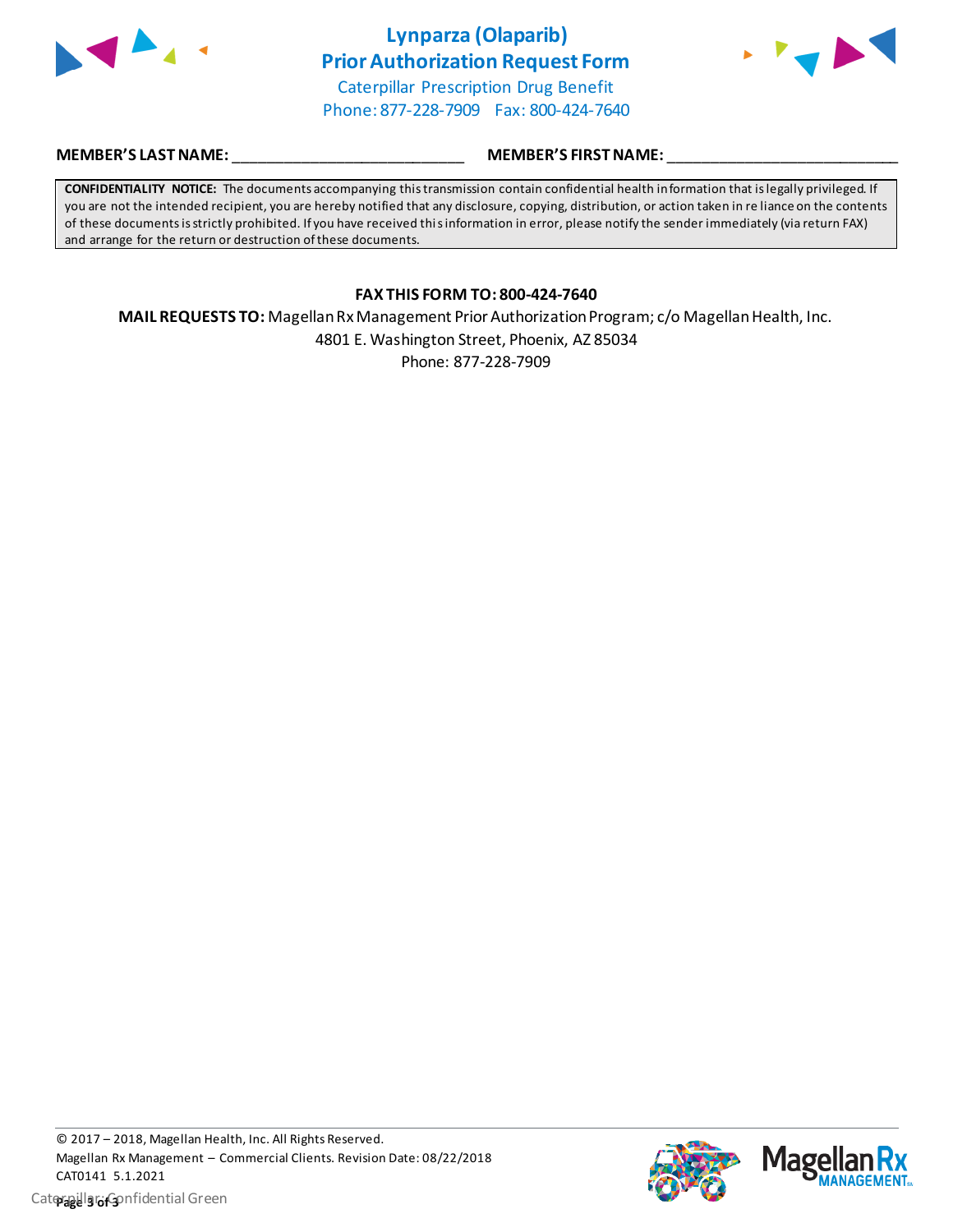# Lynparza (Olaparib) Prior Authorization Request Form

Caterpillar Prescription Drug Benefit

Phone: 877-228-7909 Fax: 800-424-7640

**MEMBER'S LAST NAME:** ____________________________ **MEMBER'S FIRST NAME:** ____________________________

**CONFIDENTIALITY NOTICE:** The documents accompanying this transmission contain confidential health information that is legally privileged. If you are not the intended recipient, you are hereby notified that any disclosure, copying, distribution, or action taken in reliance on the contents of these documents is strictly prohibited. If you have received this information in error, please notify the sender immediately (via return FAX) and arrange for the return or destruction of these documents.

**FAX THIS FORM TO: 800-424-7640**

**MAIL REQUESTS TO:** Magellan Rx Management Prior Authorization Program; c/o Magellan Health, Inc.
4801 E. Washington Street, Phoenix, AZ 85034
Phone: 877-228-7909

© 2017 – 2018, Magellan Health, Inc. All Rights Reserved.
Magellan Rx Management – Commercial Clients. Revision Date: 08/22/2018
CAT0141 5.1.2021
Caterpillar: Confidential Green